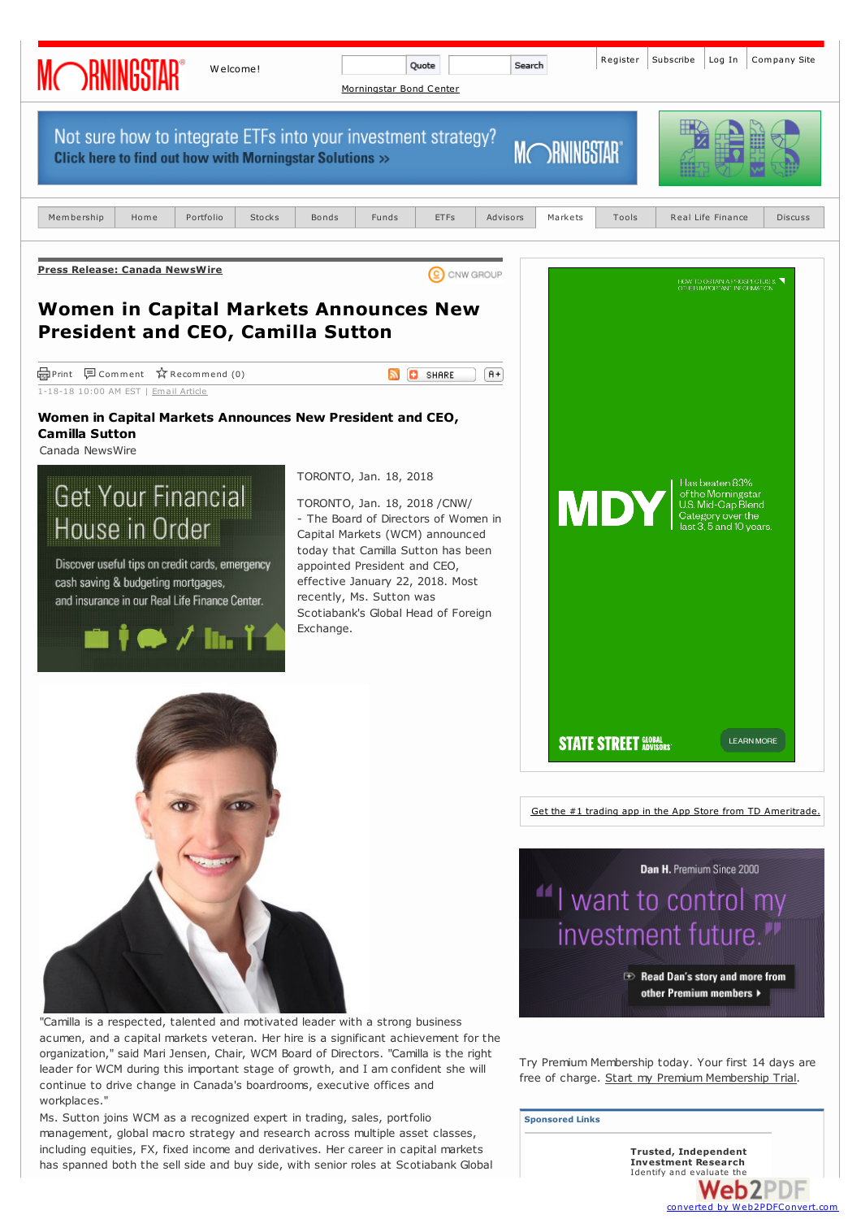Press Release: Canada NewsWire

# Women in Capital Markets Announces New President and CEO, Camilla Sutton

1-18-18 10:00 AM EST | Email Article

**Women in Capital Markets Announces New President and CEO, Camilla Sutton**

Canada NewsWire

TORONTO, Jan. 18, 2018

TORONTO, Jan. 18, 2018 /CNW/ - The Board of Directors of Women in Capital Markets (WCM) announced today that Camilla Sutton has been appointed President and CEO, effective January 22, 2018. Most recently, Ms. Sutton was Scotiabank's Global Head of Foreign Exchange.

"Camilla is a respected, talented and motivated leader with a strong business acumen, and a capital markets veteran. Her hire is a significant achievement for the organization," said Mari Jensen, Chair, WCM Board of Directors. "Camilla is the right leader for WCM during this important stage of growth, and I am confident she will continue to drive change in Canada's boardrooms, executive offices and workplaces."

Ms. Sutton joins WCM as a recognized expert in trading, sales, portfolio management, global macro strategy and research across multiple asset classes, including equities, FX, fixed income and derivatives. Her career in capital markets has spanned both the sell side and buy side, with senior roles at Scotiabank Global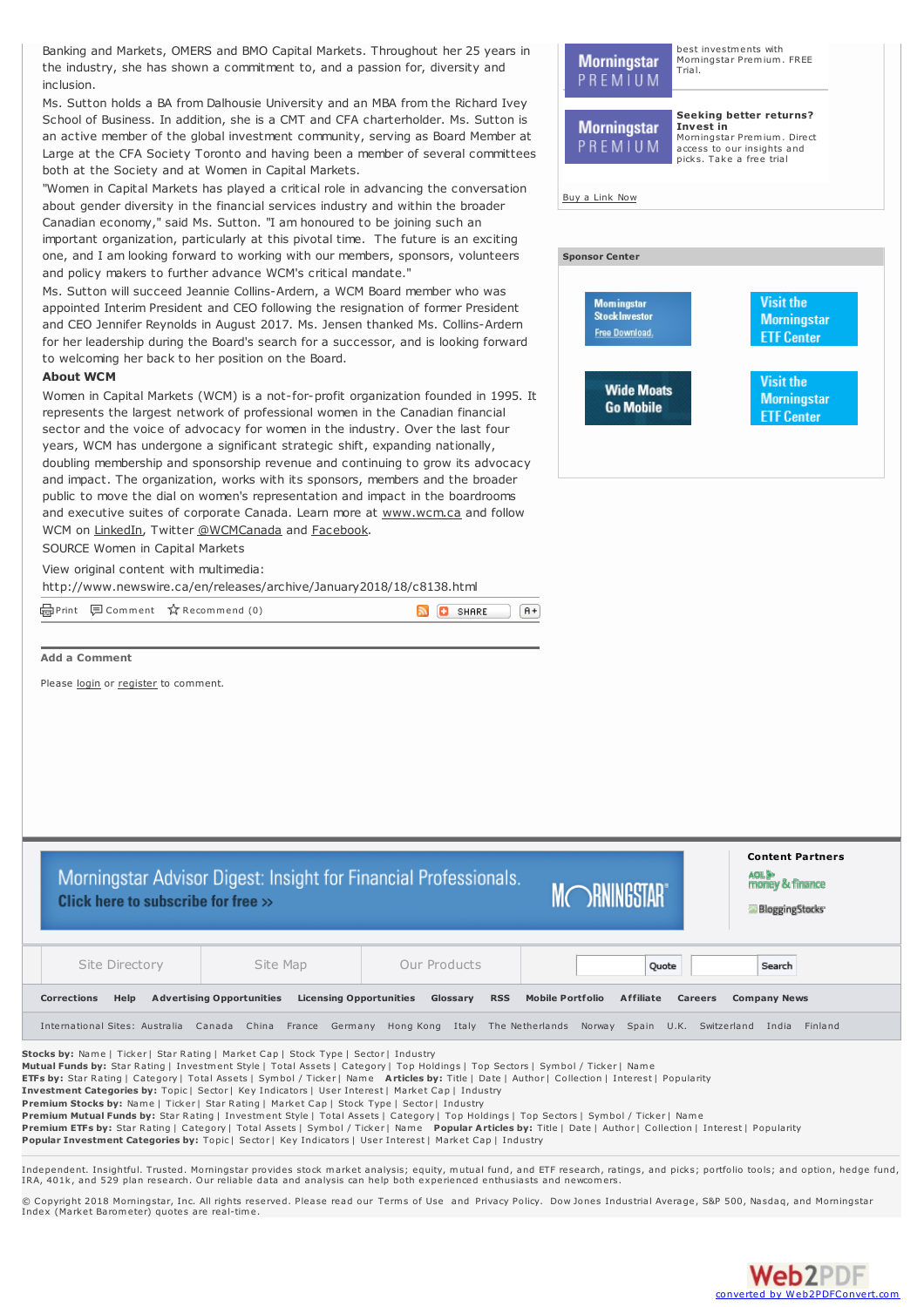Banking and Markets, OMERS and BMO Capital Markets. Throughout her 25 years in the industry, she has shown a commitment to, and a passion for, diversity and inclusion.

Ms. Sutton holds a BA from Dalhousie University and an MBA from the Richard Ivey School of Business. In addition, she is a CMT and CFA charterholder. Ms. Sutton is an active member of the global investment community, serving as Board Member at Large at the CFA Society Toronto and having been a member of several committees both at the Society and at Women in Capital Markets.

"Women in Capital Markets has played a critical role in advancing the conversation about gender diversity in the financial services industry and within the broader Canadian economy," said Ms. Sutton. "I am honoured to be joining such an important organization, particularly at this pivotal time. The future is an exciting one, and I am looking forward to working with our members, sponsors, volunteers and policy makers to further advance WCM's critical mandate."

Ms. Sutton will succeed Jeannie Collins-Ardern, a WCM Board member who was appointed Interim President and CEO following the resignation of former President and CEO Jennifer Reynolds in August 2017. Ms. Jensen thanked Ms. Collins-Ardern for her leadership during the Board's search for a successor, and is looking forward to welcoming her back to her position on the Board.

**About WCM**

Women in Capital Markets (WCM) is a not-for-profit organization founded in 1995. It represents the largest network of professional women in the Canadian financial sector and the voice of advocacy for women in the industry. Over the last four years, WCM has undergone a significant strategic shift, expanding nationally, doubling membership and sponsorship revenue and continuing to grow its advocacy and impact. The organization, works with its sponsors, members and the broader public to move the dial on women's representation and impact in the boardrooms and executive suites of corporate Canada. Learn more at www.wcm.ca and follow WCM on LinkedIn, Twitter @WCMCanada and Facebook.

SOURCE Women in Capital Markets

View original content with multimedia:
http://www.newswire.ca/en/releases/archive/January2018/18/c8138.html

Print Comment Recommend (0) SHARE

**Add a Comment**

Please login or register to comment.

Morningstar PREMIUM — best investments with Morningstar Premium. FREE Trial.

Morningstar PREMIUM — **Seeking better returns? Invest in** Morningstar Premium. Direct access to our insights and picks. Take a free trial

Buy a Link Now

**Sponsor Center**

Morningstar StockInvestor Free Download.

Visit the Morningstar ETF Center

Wide Moats Go Mobile

Visit the Morningstar ETF Center

Morningstar Advisor Digest: Insight for Financial Professionals.
Click here to subscribe for free >>

MORNINGSTAR

**Content Partners**

AOL money & finance

BloggingStocks

Site Directory | Site Map | Our Products | Quote | Search

Corrections | Help | Advertising Opportunities | Licensing Opportunities | Glossary | RSS | Mobile Portfolio | Affiliate | Careers | Company News

International Sites: Australia | Canada | China | France | Germany | Hong Kong | Italy | The Netherlands | Norway | Spain | U.K. | Switzerland | India | Finland

**Stocks by:** Name | Ticker | Star Rating | Market Cap | Stock Type | Sector | Industry
**Mutual Funds by:** Star Rating | Investment Style | Total Assets | Category | Top Holdings | Top Sectors | Symbol / Ticker | Name
**ETFs by:** Star Rating | Category | Total Assets | Symbol / Ticker | Name **Articles by:** Title | Date | Author | Collection | Interest | Popularity
**Investment Categories by:** Topic | Sector | Key Indicators | User Interest | Market Cap | Industry
**Premium Stocks by:** Name | Ticker | Star Rating | Market Cap | Stock Type | Sector | Industry
**Premium Mutual Funds by:** Star Rating | Investment Style | Total Assets | Category | Top Holdings | Top Sectors | Symbol / Ticker | Name
**Premium ETFs by:** Star Rating | Category | Total Assets | Symbol / Ticker | Name **Popular Articles by:** Title | Date | Author | Collection | Interest | Popularity
**Popular Investment Categories by:** Topic | Sector | Key Indicators | User Interest | Market Cap | Industry

Independent. Insightful. Trusted. Morningstar provides stock market analysis; equity, mutual fund, and ETF research, ratings, and picks; portfolio tools; and option, hedge fund, IRA, 401k, and 529 plan research. Our reliable data and analysis can help both experienced enthusiasts and newcomers.

© Copyright 2018 Morningstar, Inc. All rights reserved. Please read our Terms of Use and Privacy Policy. Dow Jones Industrial Average, S&P 500, Nasdaq, and Morningstar Index (Market Barometer) quotes are real-time.

Web2PDF converted by Web2PDFConvert.com